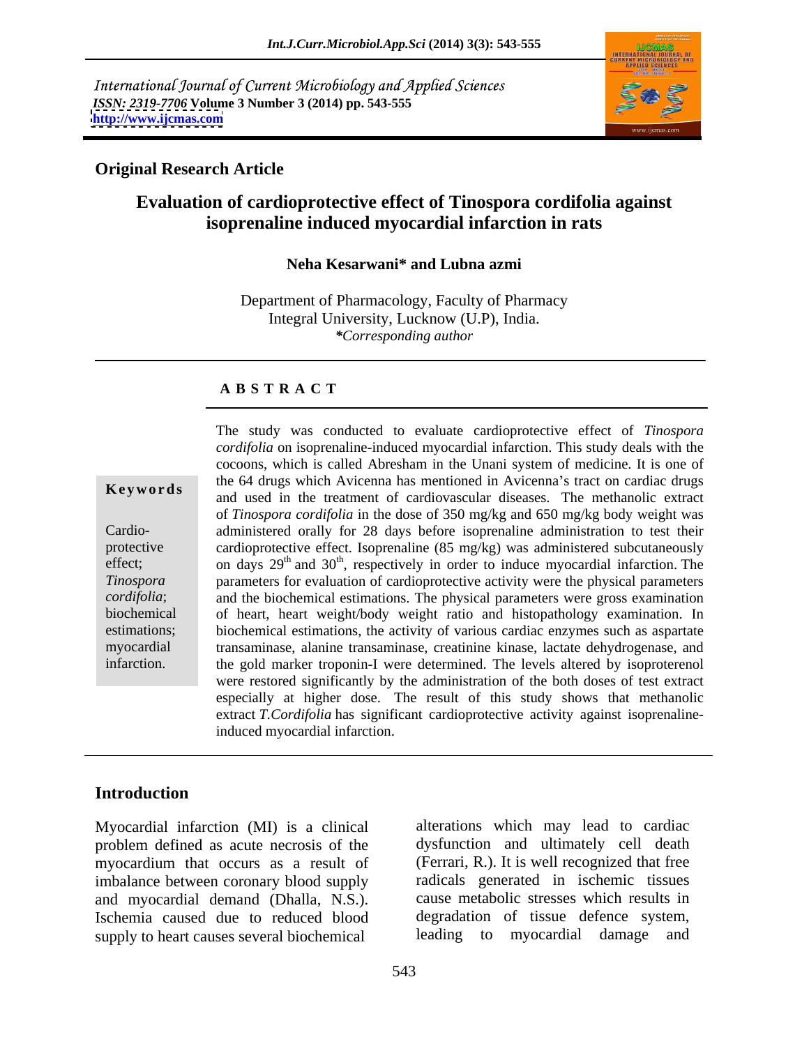International Journal of Current Microbiology and Applied Sciences
*ISSN: 2319-7706* **Volume 3 Number 3 (2014) pp. 543-555**
**http://www.ijcmas.com**

**Original Research Article**

# Evaluation of cardioprotective effect of Tinospora cordifolia against isoprenaline induced myocardial infarction in rats

**Neha Kesarwani* and Lubna azmi**

Department of Pharmacology, Faculty of Pharmacy
Integral University, Lucknow (U.P), India.
*\*Corresponding author*

## ABSTRACT

**Keywords**

Cardio-protective effect; *Tinospora cordifolia*; biochemical estimations; myocardial infarction.

The study was conducted to evaluate cardioprotective effect of *Tinospora cordifolia* on isoprenaline-induced myocardial infarction. This study deals with the cocoons, which is called Abresham in the Unani system of medicine. It is one of the 64 drugs which Avicenna has mentioned in Avicenna's tract on cardiac drugs and used in the treatment of cardiovascular diseases. The methanolic extract of *Tinospora cordifolia* in the dose of 350 mg/kg and 650 mg/kg body weight was administered orally for 28 days before isoprenaline administration to test their cardioprotective effect. Isoprenaline (85 mg/kg) was administered subcutaneously on days 29th and 30th, respectively in order to induce myocardial infarction. The parameters for evaluation of cardioprotective activity were the physical parameters and the biochemical estimations. The physical parameters were gross examination of heart, heart weight/body weight ratio and histopathology examination. In biochemical estimations, the activity of various cardiac enzymes such as aspartate transaminase, alanine transaminase, creatinine kinase, lactate dehydrogenase, and the gold marker troponin-I were determined. The levels altered by isoproterenol were restored significantly by the administration of the both doses of test extract especially at higher dose. The result of this study shows that methanolic extract *T.Cordifolia* has significant cardioprotective activity against isoprenaline-induced myocardial infarction.

## Introduction

Myocardial infarction (MI) is a clinical problem defined as acute necrosis of the myocardium that occurs as a result of imbalance between coronary blood supply and myocardial demand (Dhalla, N.S.). Ischemia caused due to reduced blood supply to heart causes several biochemical alterations which may lead to cardiac dysfunction and ultimately cell death (Ferrari, R.). It is well recognized that free radicals generated in ischemic tissues cause metabolic stresses which results in degradation of tissue defence system, leading to myocardial damage and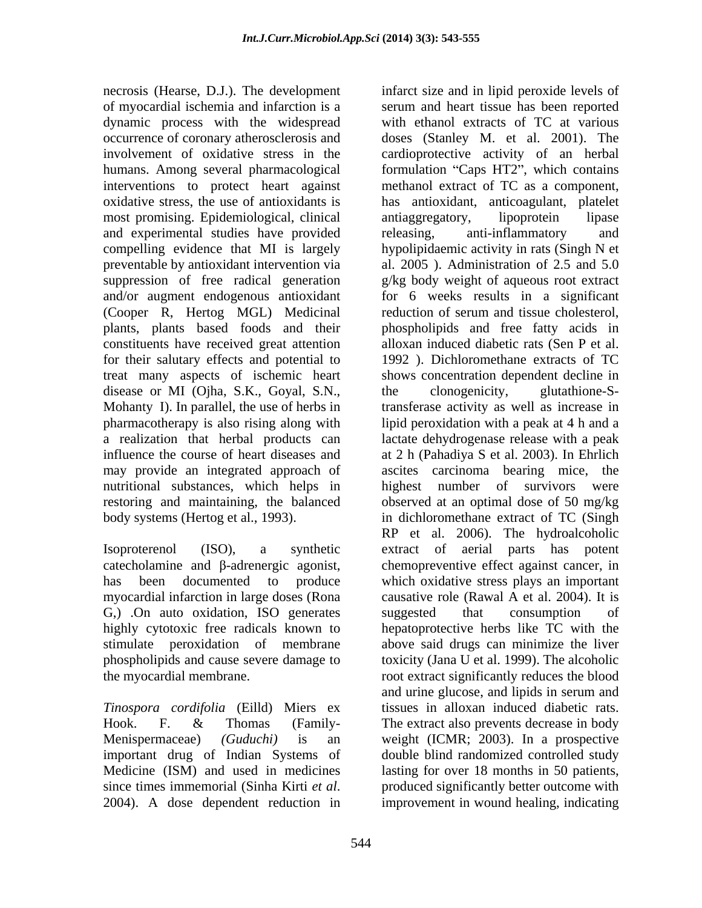necrosis (Hearse, D.J.). The development of myocardial ischemia and infarction is a dynamic process with the widespread occurrence of coronary atherosclerosis and involvement of oxidative stress in the humans. Among several pharmacological interventions to protect heart against oxidative stress, the use of antioxidants is most promising. Epidemiological, clinical and experimental studies have provided compelling evidence that MI is largely preventable by antioxidant intervention via suppression of free radical generation and/or augment endogenous antioxidant (Cooper R, Hertog MGL) Medicinal plants, plants based foods and their constituents have received great attention for their salutary effects and potential to treat many aspects of ischemic heart disease or MI (Ojha, S.K., Goyal, S.N., Mohanty I). In parallel, the use of herbs in pharmacotherapy is also rising along with a realization that herbal products can influence the course of heart diseases and may provide an integrated approach of nutritional substances, which helps in restoring and maintaining, the balanced body systems (Hertog et al., 1993).

Isoproterenol (ISO), a synthetic catecholamine and β-adrenergic agonist, has been documented to produce myocardial infarction in large doses (Rona G,) .On auto oxidation, ISO generates highly cytotoxic free radicals known to stimulate peroxidation of membrane phospholipids and cause severe damage to the myocardial membrane.

*Tinospora cordifolia* (Eilld) Miers ex Hook. F. & Thomas (Family-Menispermaceae) *(Guduchi)* is an important drug of Indian Systems of Medicine (ISM) and used in medicines since times immemorial (Sinha Kirti *et al*. 2004). A dose dependent reduction in infarct size and in lipid peroxide levels of serum and heart tissue has been reported with ethanol extracts of TC at various doses (Stanley M. et al. 2001). The cardioprotective activity of an herbal formulation "Caps HT2", which contains methanol extract of TC as a component, has antioxidant, anticoagulant, platelet antiaggregatory, lipoprotein lipase releasing, anti-inflammatory and hypolipidaemic activity in rats (Singh N et al. 2005 ). Administration of 2.5 and 5.0 g/kg body weight of aqueous root extract for 6 weeks results in a significant reduction of serum and tissue cholesterol, phospholipids and free fatty acids in alloxan induced diabetic rats (Sen P et al. 1992 ). Dichloromethane extracts of TC shows concentration dependent decline in the clonogenicity, glutathione-S-transferase activity as well as increase in lipid peroxidation with a peak at 4 h and a lactate dehydrogenase release with a peak at 2 h (Pahadiya S et al. 2003). In Ehrlich ascites carcinoma bearing mice, the highest number of survivors were observed at an optimal dose of 50 mg/kg in dichloromethane extract of TC (Singh RP et al. 2006). The hydroalcoholic extract of aerial parts has potent chemopreventive effect against cancer, in which oxidative stress plays an important causative role (Rawal A et al. 2004). It is suggested that consumption of hepatoprotective herbs like TC with the above said drugs can minimize the liver toxicity (Jana U et al. 1999). The alcoholic root extract significantly reduces the blood and urine glucose, and lipids in serum and tissues in alloxan induced diabetic rats. The extract also prevents decrease in body weight (ICMR; 2003). In a prospective double blind randomized controlled study lasting for over 18 months in 50 patients, produced significantly better outcome with improvement in wound healing, indicating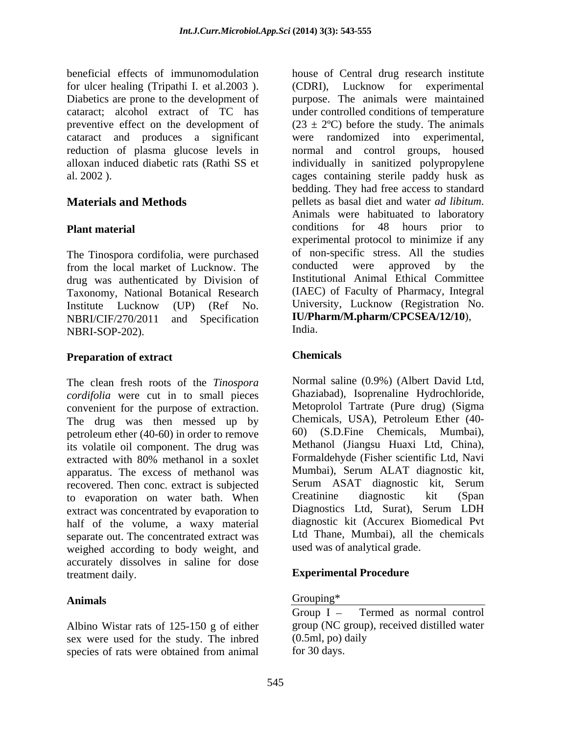beneficial effects of immunomodulation for ulcer healing (Tripathi I. et al.2003 ). Diabetics are prone to the development of cataract; alcohol extract of TC has preventive effect on the development of cataract and produces a significant reduction of plasma glucose levels in alloxan induced diabetic rats (Rathi SS et al. 2002 ).

## Materials and Methods

### Plant material

The Tinospora cordifolia, were purchased from the local market of Lucknow. The drug was authenticated by Division of Taxonomy, National Botanical Research Institute Lucknow (UP) (Ref No. NBRI/CIF/270/2011 and Specification NBRI-SOP-202).

### Preparation of extract

The clean fresh roots of the *Tinospora cordifolia* were cut in to small pieces convenient for the purpose of extraction. The drug was then messed up by petroleum ether (40-60) in order to remove its volatile oil component. The drug was extracted with 80% methanol in a soxlet apparatus. The excess of methanol was recovered. Then conc. extract is subjected to evaporation on water bath. When extract was concentrated by evaporation to half of the volume, a waxy material separate out. The concentrated extract was weighed according to body weight, and accurately dissolves in saline for dose treatment daily.

### Animals

Albino Wistar rats of 125-150 g of either sex were used for the study. The inbred species of rats were obtained from animal house of Central drug research institute (CDRI), Lucknow for experimental purpose. The animals were maintained under controlled conditions of temperature ($23 \pm 2$ºC) before the study. The animals were randomized into experimental, normal and control groups, housed individually in sanitized polypropylene cages containing sterile paddy husk as bedding. They had free access to standard pellets as basal diet and water *ad libitum*. Animals were habituated to laboratory conditions for 48 hours prior to experimental protocol to minimize if any of non-specific stress. All the studies conducted were approved by the Institutional Animal Ethical Committee (IAEC) of Faculty of Pharmacy, Integral University, Lucknow (Registration No. **IU/Pharm/M.pharm/CPCSEA/12/10**), India.

### Chemicals

Normal saline (0.9%) (Albert David Ltd, Ghaziabad), Isoprenaline Hydrochloride, Metoprolol Tartrate (Pure drug) (Sigma Chemicals, USA), Petroleum Ether (40-60) (S.D.Fine Chemicals, Mumbai), Methanol (Jiangsu Huaxi Ltd, China), Formaldehyde (Fisher scientific Ltd, Navi Mumbai), Serum ALAT diagnostic kit, Serum ASAT diagnostic kit, Serum Creatinine diagnostic kit (Span Diagnostics Ltd, Surat), Serum LDH diagnostic kit (Accurex Biomedical Pvt Ltd Thane, Mumbai), all the chemicals used was of analytical grade.

### Experimental Procedure

Grouping*

Group I – Termed as normal control group (NC group), received distilled water (0.5ml, po) daily for 30 days.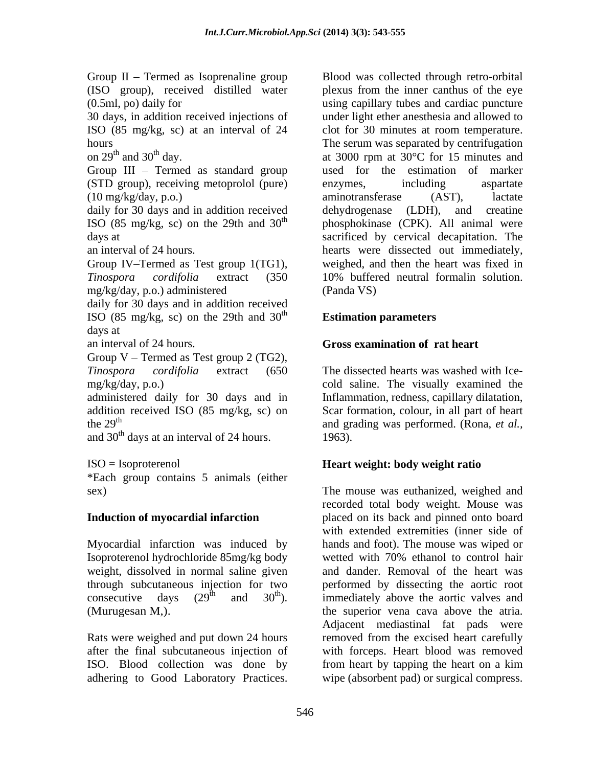Group II – Termed as Isoprenaline group (ISO group), received distilled water (0.5ml, po) daily for
30 days, in addition received injections of ISO (85 mg/kg, sc) at an interval of 24 hours
on 29th and 30th day.
Group III – Termed as standard group (STD group), receiving metoprolol (pure) (10 mg/kg/day, p.o.)
daily for 30 days and in addition received ISO (85 mg/kg, sc) on the 29th and 30th days at
an interval of 24 hours.
Group IV–Termed as Test group 1(TG1), *Tinospora cordifolia* extract (350 mg/kg/day, p.o.) administered
daily for 30 days and in addition received ISO (85 mg/kg, sc) on the 29th and 30th days at
an interval of 24 hours.
Group V – Termed as Test group 2 (TG2), *Tinospora cordifolia* extract (650 mg/kg/day, p.o.)
administered daily for 30 days and in addition received ISO (85 mg/kg, sc) on the 29th
and 30th days at an interval of 24 hours.

ISO = Isoproterenol
*Each group contains 5 animals (either sex)

**Induction of myocardial infarction**

Myocardial infarction was induced by Isoproterenol hydrochloride 85mg/kg body weight, dissolved in normal saline given through subcutaneous injection for two consecutive days (29th and 30th). (Murugesan M,).

Rats were weighed and put down 24 hours after the final subcutaneous injection of ISO. Blood collection was done by adhering to Good Laboratory Practices. Blood was collected through retro-orbital plexus from the inner canthus of the eye using capillary tubes and cardiac puncture under light ether anesthesia and allowed to clot for 30 minutes at room temperature. The serum was separated by centrifugation at 3000 rpm at 30°C for 15 minutes and used for the estimation of marker enzymes, including aspartate aminotransferase (AST), lactate dehydrogenase (LDH), and creatine phosphokinase (CPK). All animal were sacrificed by cervical decapitation. The hearts were dissected out immediately, weighed, and then the heart was fixed in 10% buffered neutral formalin solution. (Panda VS)

**Estimation parameters**

**Gross examination of rat heart**

The dissected hearts was washed with Ice-cold saline. The visually examined the Inflammation, redness, capillary dilatation, Scar formation, colour, in all part of heart and grading was performed. (Rona, *et al.,* 1963).

**Heart weight: body weight ratio**

The mouse was euthanized, weighed and recorded total body weight. Mouse was placed on its back and pinned onto board with extended extremities (inner side of hands and foot). The mouse was wiped or wetted with 70% ethanol to control hair and dander. Removal of the heart was performed by dissecting the aortic root immediately above the aortic valves and the superior vena cava above the atria. Adjacent mediastinal fat pads were removed from the excised heart carefully with forceps. Heart blood was removed from heart by tapping the heart on a kim wipe (absorbent pad) or surgical compress.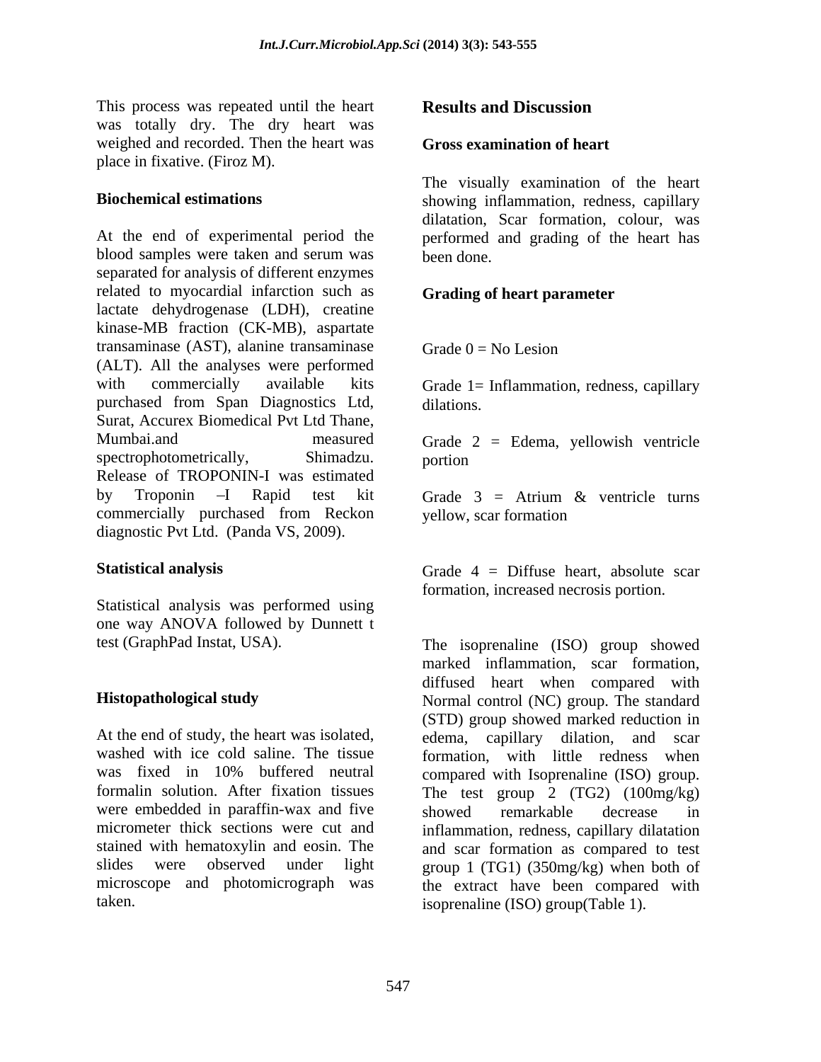This process was repeated until the heart was totally dry. The dry heart was weighed and recorded. Then the heart was place in fixative. (Firoz M).

### Biochemical estimations

At the end of experimental period the blood samples were taken and serum was separated for analysis of different enzymes related to myocardial infarction such as lactate dehydrogenase (LDH), creatine kinase-MB fraction (CK-MB), aspartate transaminase (AST), alanine transaminase (ALT). All the analyses were performed with commercially available kits purchased from Span Diagnostics Ltd, Surat, Accurex Biomedical Pvt Ltd Thane, Mumbai.and measured spectrophotometrically, Shimadzu. Release of TROPONIN-I was estimated by Troponin –I Rapid test kit commercially purchased from Reckon diagnostic Pvt Ltd. (Panda VS, 2009).

### Statistical analysis

Statistical analysis was performed using one way ANOVA followed by Dunnett t test (GraphPad Instat, USA).

### Histopathological study

At the end of study, the heart was isolated, washed with ice cold saline. The tissue was fixed in 10% buffered neutral formalin solution. After fixation tissues were embedded in paraffin-wax and five micrometer thick sections were cut and stained with hematoxylin and eosin. The slides were observed under light microscope and photomicrograph was taken.

## Results and Discussion

### Gross examination of heart

The visually examination of the heart showing inflammation, redness, capillary dilatation, Scar formation, colour, was performed and grading of the heart has been done.

### Grading of heart parameter

Grade 0 = No Lesion

Grade 1= Inflammation, redness, capillary dilations.

Grade 2 = Edema, yellowish ventricle portion

Grade 3 = Atrium & ventricle turns yellow, scar formation

Grade 4 = Diffuse heart, absolute scar formation, increased necrosis portion.

The isoprenaline (ISO) group showed marked inflammation, scar formation, diffused heart when compared with Normal control (NC) group. The standard (STD) group showed marked reduction in edema, capillary dilation, and scar formation, with little redness when compared with Isoprenaline (ISO) group. The test group 2 (TG2) (100mg/kg) showed remarkable decrease in inflammation, redness, capillary dilatation and scar formation as compared to test group 1 (TG1) (350mg/kg) when both of the extract have been compared with isoprenaline (ISO) group(Table 1).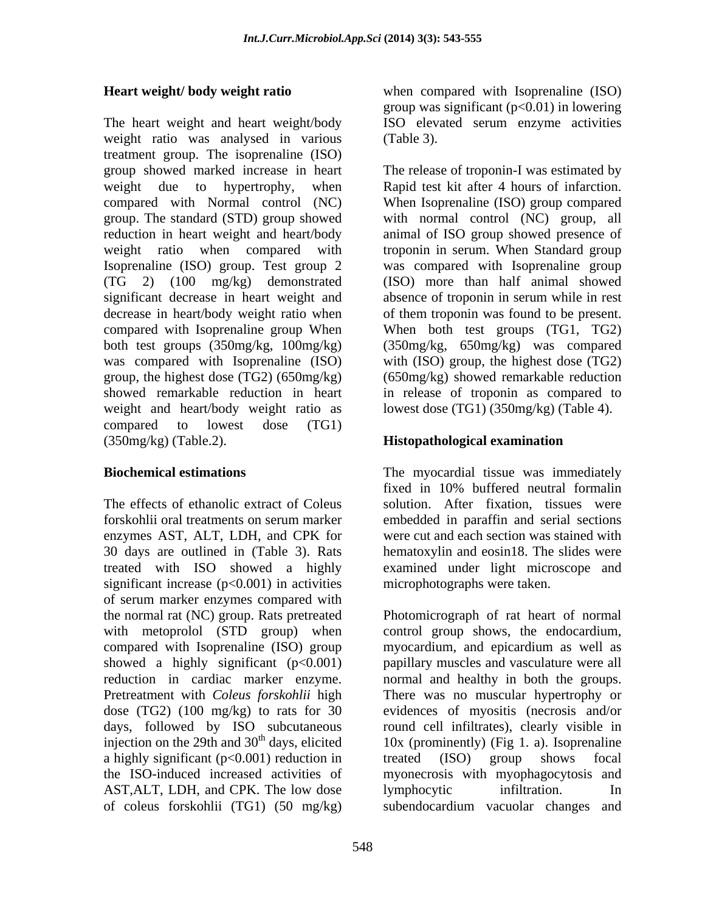**Heart weight/ body weight ratio**

The heart weight and heart weight/body weight ratio was analysed in various treatment group. The isoprenaline (ISO) group showed marked increase in heart weight due to hypertrophy, when compared with Normal control (NC) group. The standard (STD) group showed reduction in heart weight and heart/body weight ratio when compared with Isoprenaline (ISO) group. Test group 2 (TG 2) (100 mg/kg) demonstrated significant decrease in heart weight and decrease in heart/body weight ratio when compared with Isoprenaline group When both test groups (350mg/kg, 100mg/kg) was compared with Isoprenaline (ISO) group, the highest dose (TG2) (650mg/kg) showed remarkable reduction in heart weight and heart/body weight ratio as compared to lowest dose (TG1) (350mg/kg) (Table.2).

**Biochemical estimations**

The effects of ethanolic extract of Coleus forskohlii oral treatments on serum marker enzymes AST, ALT, LDH, and CPK for 30 days are outlined in (Table 3). Rats treated with ISO showed a highly significant increase ($p<0.001$) in activities of serum marker enzymes compared with the normal rat (NC) group. Rats pretreated with metoprolol (STD group) when compared with Isoprenaline (ISO) group showed a highly significant ($p<0.001$) reduction in cardiac marker enzyme. Pretreatment with *Coleus forskohlii* high dose (TG2) (100 mg/kg) to rats for 30 days, followed by ISO subcutaneous injection on the 29th and $30^{th}$ days, elicited a highly significant ($p<0.001$) reduction in the ISO-induced increased activities of AST,ALT, LDH, and CPK. The low dose of coleus forskohlii (TG1) (50 mg/kg) when compared with Isoprenaline (ISO) group was significant ($p<0.01$) in lowering ISO elevated serum enzyme activities (Table 3).

The release of troponin-I was estimated by Rapid test kit after 4 hours of infarction. When Isoprenaline (ISO) group compared with normal control (NC) group, all animal of ISO group showed presence of troponin in serum. When Standard group was compared with Isoprenaline group (ISO) more than half animal showed absence of troponin in serum while in rest of them troponin was found to be present. When both test groups (TG1, TG2) (350mg/kg, 650mg/kg) was compared with (ISO) group, the highest dose (TG2) (650mg/kg) showed remarkable reduction in release of troponin as compared to lowest dose (TG1) (350mg/kg) (Table 4).

**Histopathological examination**

The myocardial tissue was immediately fixed in 10% buffered neutral formalin solution. After fixation, tissues were embedded in paraffin and serial sections were cut and each section was stained with hematoxylin and eosin18. The slides were examined under light microscope and microphotographs were taken.

Photomicrograph of rat heart of normal control group shows, the endocardium, myocardium, and epicardium as well as papillary muscles and vasculature were all normal and healthy in both the groups. There was no muscular hypertrophy or evidences of myositis (necrosis and/or round cell infiltrates), clearly visible in 10x (prominently) (Fig 1. a). Isoprenaline treated (ISO) group shows focal myonecrosis with myophagocytosis and lymphocytic infiltration. In subendocardium vacuolar changes and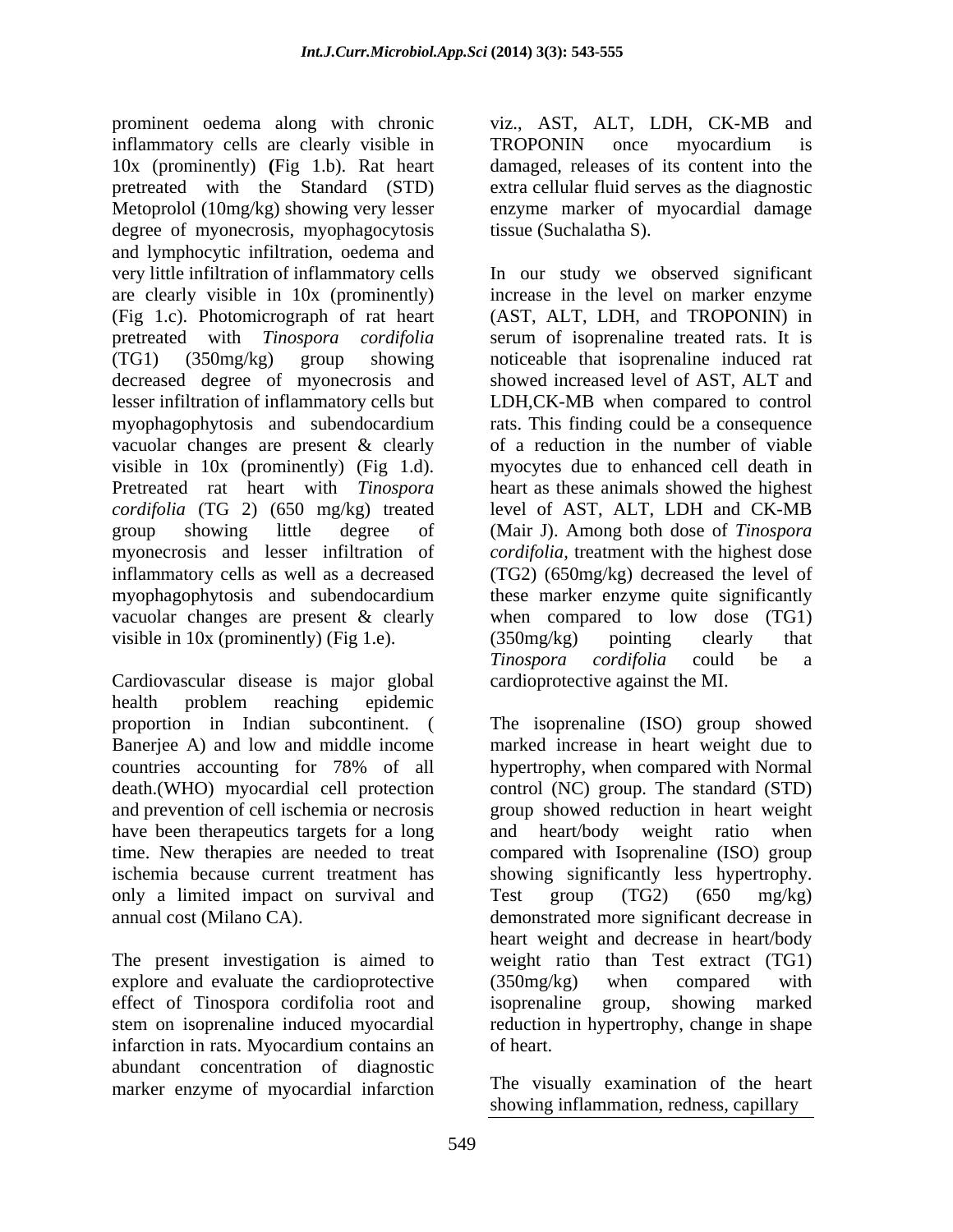prominent oedema along with chronic inflammatory cells are clearly visible in 10x (prominently) **(**Fig 1.b). Rat heart pretreated with the Standard (STD) Metoprolol (10mg/kg) showing very lesser degree of myonecrosis, myophagocytosis and lymphocytic infiltration, oedema and very little infiltration of inflammatory cells are clearly visible in 10x (prominently) (Fig 1.c). Photomicrograph of rat heart pretreated with *Tinospora cordifolia* (TG1) (350mg/kg) group showing decreased degree of myonecrosis and lesser infiltration of inflammatory cells but myophagophytosis and subendocardium vacuolar changes are present & clearly visible in 10x (prominently) (Fig 1.d). Pretreated rat heart with *Tinospora cordifolia* (TG 2) (650 mg/kg) treated group showing little degree of myonecrosis and lesser infiltration of inflammatory cells as well as a decreased myophagophytosis and subendocardium vacuolar changes are present & clearly visible in 10x (prominently) (Fig 1.e).

Cardiovascular disease is major global health problem reaching epidemic proportion in Indian subcontinent. ( Banerjee A) and low and middle income countries accounting for 78% of all death.(WHO) myocardial cell protection and prevention of cell ischemia or necrosis have been therapeutics targets for a long time. New therapies are needed to treat ischemia because current treatment has only a limited impact on survival and annual cost (Milano CA).

The present investigation is aimed to explore and evaluate the cardioprotective effect of Tinospora cordifolia root and stem on isoprenaline induced myocardial infarction in rats. Myocardium contains an abundant concentration of diagnostic marker enzyme of myocardial infarction viz., AST, ALT, LDH, CK-MB and TROPONIN once myocardium is damaged, releases of its content into the extra cellular fluid serves as the diagnostic enzyme marker of myocardial damage tissue (Suchalatha S).

In our study we observed significant increase in the level on marker enzyme (AST, ALT, LDH, and TROPONIN) in serum of isoprenaline treated rats. It is noticeable that isoprenaline induced rat showed increased level of AST, ALT and LDH,CK-MB when compared to control rats. This finding could be a consequence of a reduction in the number of viable myocytes due to enhanced cell death in heart as these animals showed the highest level of AST, ALT, LDH and CK-MB (Mair J). Among both dose of *Tinospora cordifolia*, treatment with the highest dose (TG2) (650mg/kg) decreased the level of these marker enzyme quite significantly when compared to low dose (TG1) (350mg/kg) pointing clearly that *Tinospora cordifolia* could be a cardioprotective against the MI.

The isoprenaline (ISO) group showed marked increase in heart weight due to hypertrophy, when compared with Normal control (NC) group. The standard (STD) group showed reduction in heart weight and heart/body weight ratio when compared with Isoprenaline (ISO) group showing significantly less hypertrophy. Test group (TG2) (650 mg/kg) demonstrated more significant decrease in heart weight and decrease in heart/body weight ratio than Test extract (TG1) (350mg/kg) when compared with isoprenaline group, showing marked reduction in hypertrophy, change in shape of heart.

The visually examination of the heart showing inflammation, redness, capillary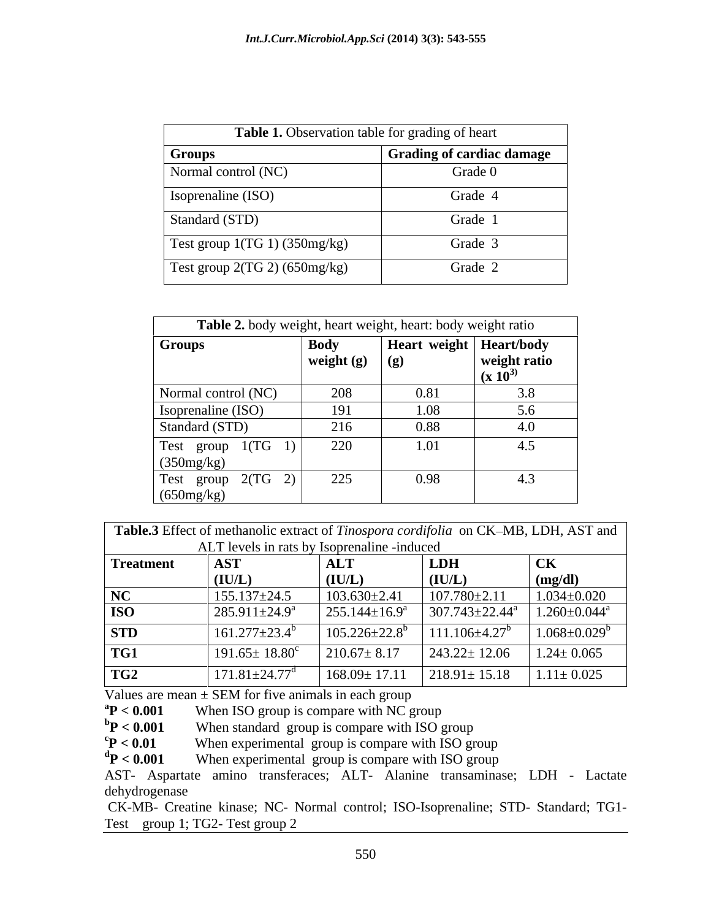| **Table 1.** Observation table for grading of heart | |
|---|---|
| **Groups** | **Grading of cardiac damage** |
| Normal control (NC) | Grade 0 |
| Isoprenaline (ISO) | Grade 4 |
| Standard (STD) | Grade 1 |
| Test group 1(TG 1) (350mg/kg) | Grade 3 |
| Test group 2(TG 2) (650mg/kg) | Grade 2 |

| **Table 2.** body weight, heart weight, heart: body weight ratio | | | |
|---|---|---|---|
| **Groups** | **Body weight (g)** | **Heart weight (g)** | **Heart/body weight ratio ($x\ 10^3$)** |
| Normal control (NC) | 208 | 0.81 | 3.8 |
| Isoprenaline (ISO) | 191 | 1.08 | 5.6 |
| Standard (STD) | 216 | 0.88 | 4.0 |
| Test group 1(TG 1) (350mg/kg) | 220 | 1.01 | 4.5 |
| Test group 2(TG 2) (650mg/kg) | 225 | 0.98 | 4.3 |

| **Table.3** Effect of methanolic extract of *Tinospora cordifolia* on CK–MB, LDH, AST and ALT levels in rats by Isoprenaline -induced | | | | |
|---|---|---|---|---|
| **Treatment** | **AST (IU/L)** | **ALT (IU/L)** | **LDH (IU/L)** | **CK (mg/dl)** |
| **NC** | 155.137±24.5 | 103.630±2.41 | 107.780±2.11 | 1.034±0.020 |
| **ISO** | 285.911±24.9[a] | 255.144±16.9[a] | 307.743±22.44[a] | 1.260±0.044[a] |
| **STD** | 161.277±23.4[b] | 105.226±22.8[b] | 111.106±4.27[b] | 1.068±0.029[b] |
| **TG1** | 191.65± 18.80[c] | 210.67± 8.17 | 243.22± 12.06 | 1.24± 0.065 |
| **TG2** | 171.81±24.77[d] | 168.09± 17.11 | 218.91± 15.18 | 1.11± 0.025 |

Values are mean ± SEM for five animals in each group

[a]**$P < 0.001$** When ISO group is compare with NC group

[b]**$P < 0.001$** When standard group is compare with ISO group

[c]**$P < 0.01$** When experimental group is compare with ISO group

[d]**$P < 0.001$** When experimental group is compare with ISO group

AST- Aspartate amino transferaces; ALT- Alanine transaminase; LDH - Lactate dehydrogenase

CK-MB- Creatine kinase; NC- Normal control; ISO-Isoprenaline; STD- Standard; TG1- Test group 1; TG2- Test group 2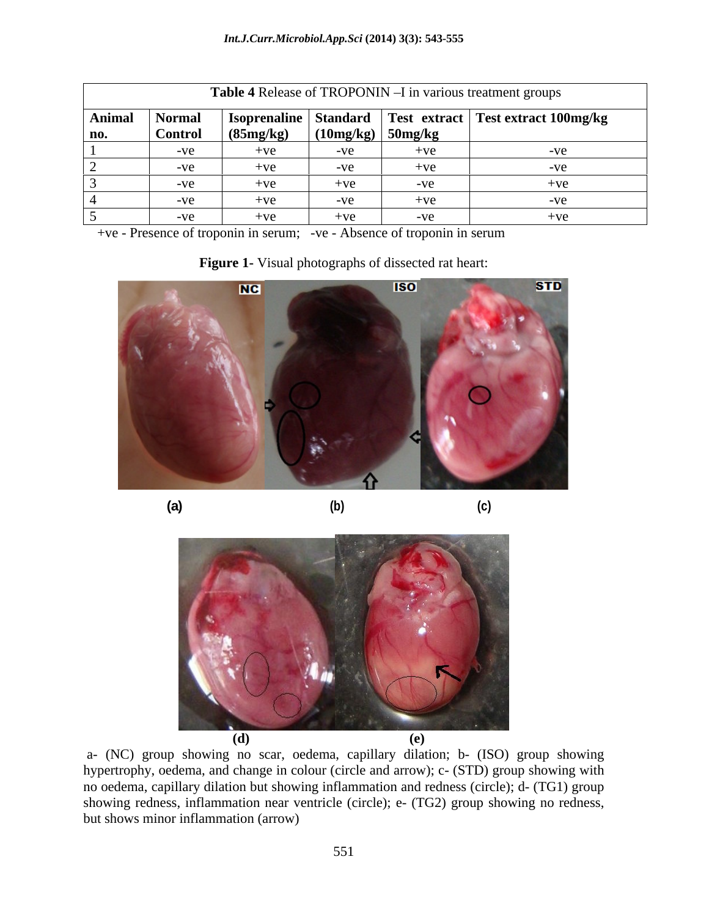| Table 4 Release of TROPONIN –I in various treatment groups | | | | | |
|---|---|---|---|---|---|
| **Animal no.** | **Normal Control** | **Isoprenaline (85mg/kg)** | **Standard (10mg/kg)** | **Test extract 50mg/kg** | **Test extract 100mg/kg** |
| 1 | -ve | +ve | -ve | +ve | -ve |
| 2 | -ve | +ve | -ve | +ve | -ve |
| 3 | -ve | +ve | +ve | -ve | +ve |
| 4 | -ve | +ve | -ve | +ve | -ve |
| 5 | -ve | +ve | +ve | -ve | +ve |

+ve - Presence of troponin in serum; -ve - Absence of troponin in serum

**Figure 1**- Visual photographs of dissected rat heart:

(a) (b) (c)

(d) (e)

a- (NC) group showing no scar, oedema, capillary dilation; b- (ISO) group showing hypertrophy, oedema, and change in colour (circle and arrow); c- (STD) group showing with no oedema, capillary dilation but showing inflammation and redness (circle); d- (TG1) group showing redness, inflammation near ventricle (circle); e- (TG2) group showing no redness, but shows minor inflammation (arrow)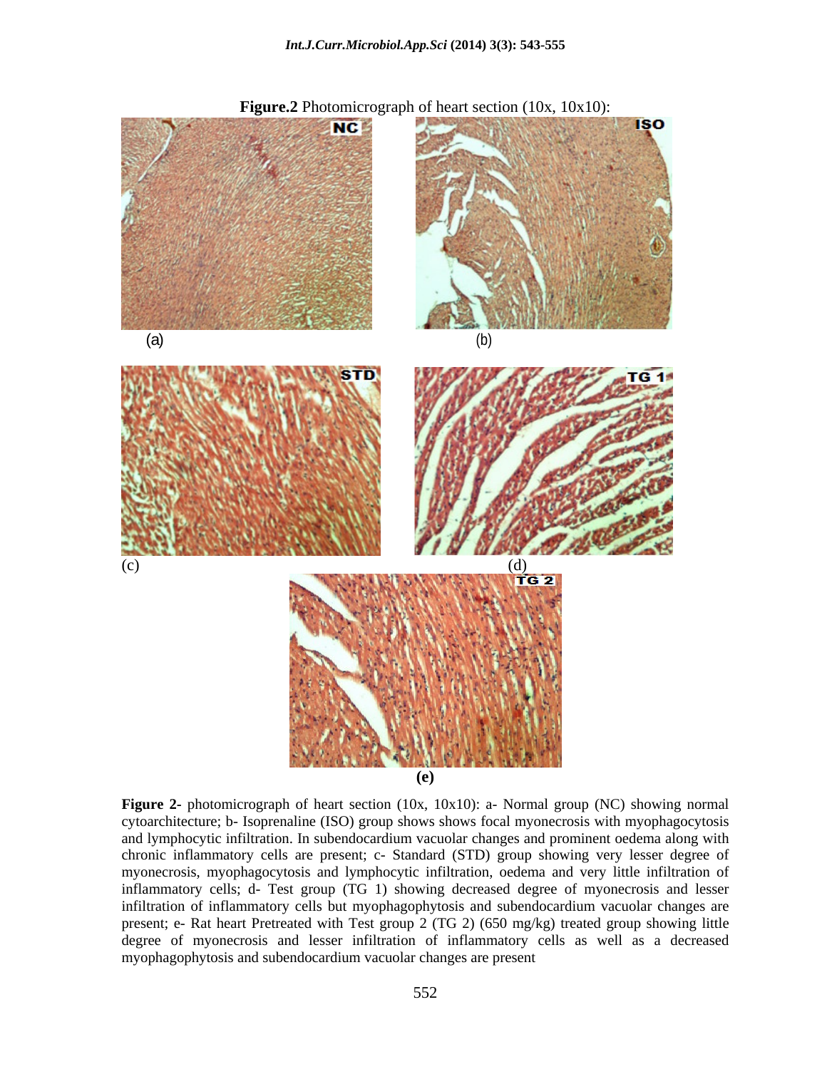**Figure.2** Photomicrograph of heart section (10x, 10x10):

(a) (b)

(c) (d)

**(e)**

**Figure 2-** photomicrograph of heart section (10x, 10x10): a- Normal group (NC) showing normal cytoarchitecture; b- Isoprenaline (ISO) group shows shows focal myonecrosis with myophagocytosis and lymphocytic infiltration. In subendocardium vacuolar changes and prominent oedema along with chronic inflammatory cells are present; c- Standard (STD) group showing very lesser degree of myonecrosis, myophagocytosis and lymphocytic infiltration, oedema and very little infiltration of inflammatory cells; d- Test group (TG 1) showing decreased degree of myonecrosis and lesser infiltration of inflammatory cells but myophagophytosis and subendocardium vacuolar changes are present; e- Rat heart Pretreated with Test group 2 (TG 2) (650 mg/kg) treated group showing little degree of myonecrosis and lesser infiltration of inflammatory cells as well as a decreased myophagophytosis and subendocardium vacuolar changes are present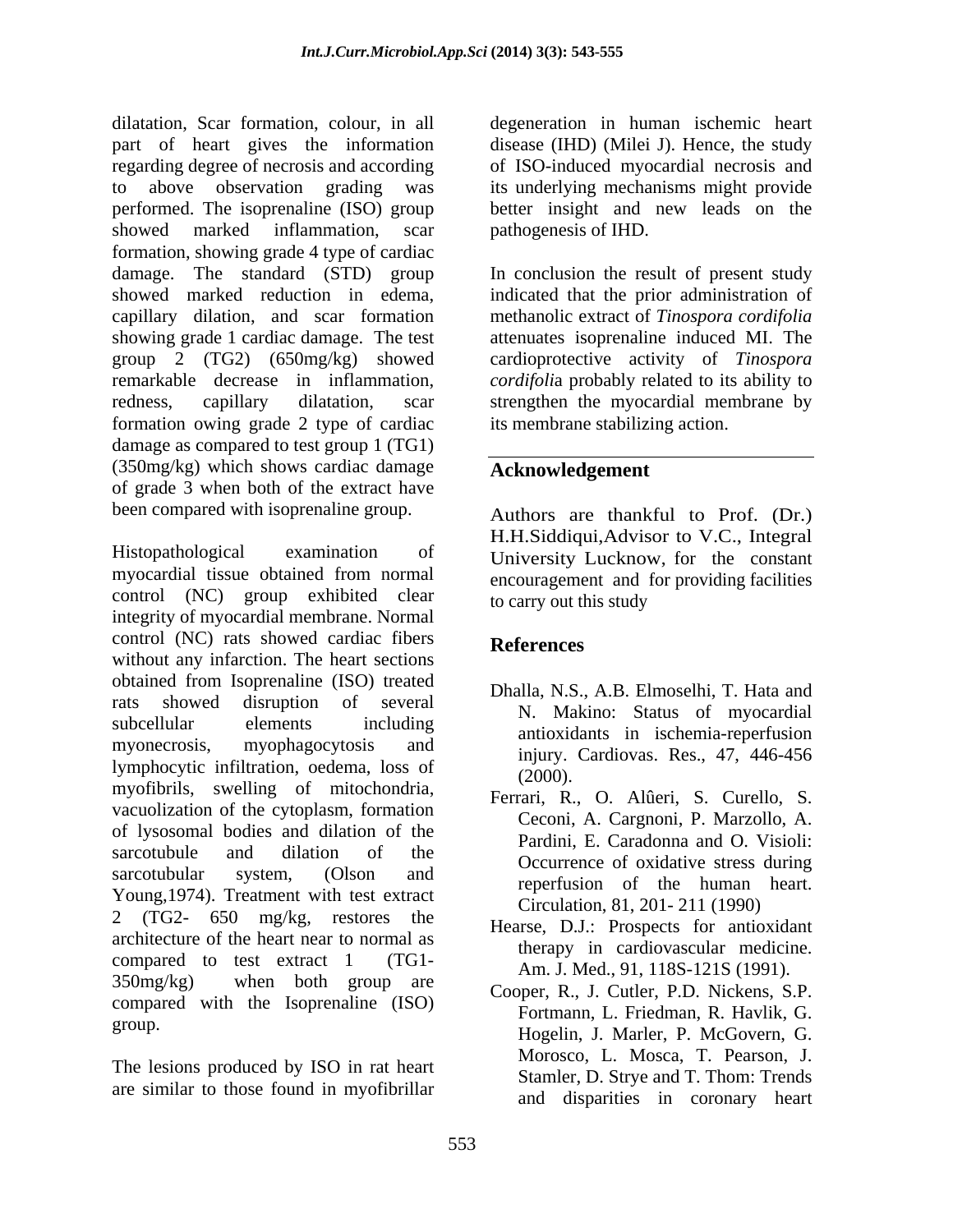dilatation, Scar formation, colour, in all part of heart gives the information regarding degree of necrosis and according to above observation grading was performed. The isoprenaline (ISO) group showed marked inflammation, scar formation, showing grade 4 type of cardiac damage. The standard (STD) group showed marked reduction in edema, capillary dilation, and scar formation showing grade 1 cardiac damage. The test group 2 (TG2) (650mg/kg) showed remarkable decrease in inflammation, redness, capillary dilatation, scar formation owing grade 2 type of cardiac damage as compared to test group 1 (TG1) (350mg/kg) which shows cardiac damage of grade 3 when both of the extract have been compared with isoprenaline group.

Histopathological examination of myocardial tissue obtained from normal control (NC) group exhibited clear integrity of myocardial membrane. Normal control (NC) rats showed cardiac fibers without any infarction. The heart sections obtained from Isoprenaline (ISO) treated rats showed disruption of several subcellular elements including myonecrosis, myophagocytosis and lymphocytic infiltration, oedema, loss of myofibrils, swelling of mitochondria, vacuolization of the cytoplasm, formation of lysosomal bodies and dilation of the sarcotubule and dilation of the sarcotubular system, (Olson and Young,1974). Treatment with test extract 2 (TG2- 650 mg/kg, restores the architecture of the heart near to normal as compared to test extract 1 (TG1- 350mg/kg) when both group are compared with the Isoprenaline (ISO) group.

The lesions produced by ISO in rat heart are similar to those found in myofibrillar degeneration in human ischemic heart disease (IHD) (Milei J). Hence, the study of ISO-induced myocardial necrosis and its underlying mechanisms might provide better insight and new leads on the pathogenesis of IHD.

In conclusion the result of present study indicated that the prior administration of methanolic extract of *Tinospora cordifolia* attenuates isoprenaline induced MI. The cardioprotective activity of *Tinospora cordifolia* probably related to its ability to strengthen the myocardial membrane by its membrane stabilizing action.

## Acknowledgement

Authors are thankful to Prof. (Dr.) H.H.Siddiqui,Advisor to V.C., Integral University Lucknow, for the constant encouragement and for providing facilities to carry out this study

## References

Dhalla, N.S., A.B. Elmoselhi, T. Hata and N. Makino: Status of myocardial antioxidants in ischemia-reperfusion injury. Cardiovas. Res., 47, 446-456 (2000).

Ferrari, R., O. Alûeri, S. Curello, S. Ceconi, A. Cargnoni, P. Marzollo, A. Pardini, E. Caradonna and O. Visioli: Occurrence of oxidative stress during reperfusion of the human heart. Circulation, 81, 201- 211 (1990)

Hearse, D.J.: Prospects for antioxidant therapy in cardiovascular medicine. Am. J. Med., 91, 118S-121S (1991).

Cooper, R., J. Cutler, P.D. Nickens, S.P. Fortmann, L. Friedman, R. Havlik, G. Hogelin, J. Marler, P. McGovern, G. Morosco, L. Mosca, T. Pearson, J. Stamler, D. Strye and T. Thom: Trends and disparities in coronary heart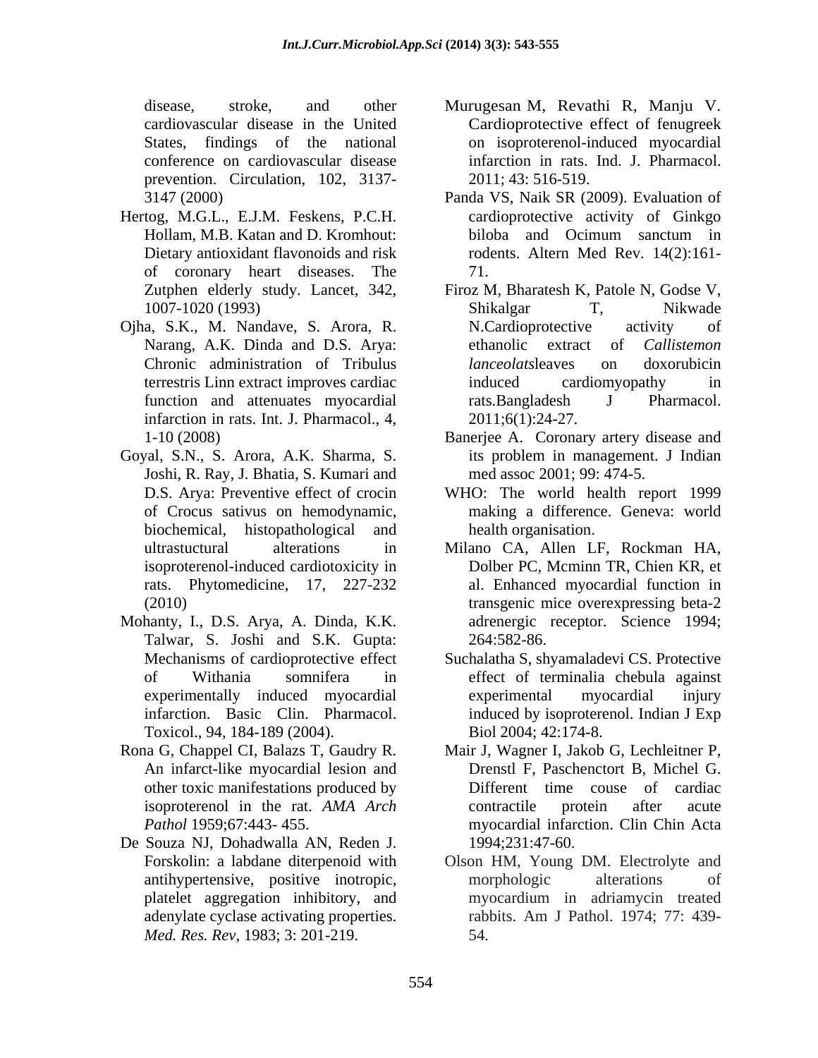disease, stroke, and other cardiovascular disease in the United States, findings of the national conference on cardiovascular disease prevention. Circulation, 102, 3137-3147 (2000)

Hertog, M.G.L., E.J.M. Feskens, P.C.H. Hollam, M.B. Katan and D. Kromhout: Dietary antioxidant flavonoids and risk of coronary heart diseases. The Zutphen elderly study. Lancet, 342, 1007-1020 (1993)

Ojha, S.K., M. Nandave, S. Arora, R. Narang, A.K. Dinda and D.S. Arya: Chronic administration of Tribulus terrestris Linn extract improves cardiac function and attenuates myocardial infarction in rats. Int. J. Pharmacol., 4, 1-10 (2008)

Goyal, S.N., S. Arora, A.K. Sharma, S. Joshi, R. Ray, J. Bhatia, S. Kumari and D.S. Arya: Preventive effect of crocin of Crocus sativus on hemodynamic, biochemical, histopathological and ultrastructural alterations in isoproterenol-induced cardiotoxicity in rats. Phytomedicine, 17, 227-232 (2010)

Mohanty, I., D.S. Arya, A. Dinda, K.K. Talwar, S. Joshi and S.K. Gupta: Mechanisms of cardioprotective effect of Withania somnifera in experimentally induced myocardial infarction. Basic Clin. Pharmacol. Toxicol., 94, 184-189 (2004).

Rona G, Chappel CI, Balazs T, Gaudry R. An infarct-like myocardial lesion and other toxic manifestations produced by isoproterenol in the rat. *AMA Arch Pathol* 1959;67:443- 455.

De Souza NJ, Dohadwalla AN, Reden J. Forskolin: a labdane diterpenoid with antihypertensive, positive inotropic, platelet aggregation inhibitory, and adenylate cyclase activating properties. *Med. Res. Rev*, 1983; 3: 201-219.

Murugesan M, Revathi R, Manju V. Cardioprotective effect of fenugreek on isoproterenol-induced myocardial infarction in rats. Ind. J. Pharmacol. 2011; 43: 516-519.

Panda VS, Naik SR (2009). Evaluation of cardioprotective activity of Ginkgo biloba and Ocimum sanctum in rodents. Altern Med Rev. 14(2):161-71.

Firoz M, Bharatesh K, Patole N, Godse V, Shikalgar T, Nikwade N.Cardioprotective activity of ethanolic extract of *Callistemon lanceolats*leaves on doxorubicin induced cardiomyopathy in rats.Bangladesh J Pharmacol. 2011;6(1):24-27.

Banerjee A. Coronary artery disease and its problem in management. J Indian med assoc 2001; 99: 474-5.

WHO: The world health report 1999 making a difference. Geneva: world health organisation.

Milano CA, Allen LF, Rockman HA, Dolber PC, Mcminn TR, Chien KR, et al. Enhanced myocardial function in transgenic mice overexpressing beta-2 adrenergic receptor. Science 1994; 264:582-86.

Suchalatha S, shyamaladevi CS. Protective effect of terminalia chebula against experimental myocardial injury induced by isoproterenol. Indian J Exp Biol 2004; 42:174-8.

Mair J, Wagner I, Jakob G, Lechleitner P, Drenstl F, Paschenctort B, Michel G. Different time couse of cardiac contractile protein after acute myocardial infarction. Clin Chin Acta 1994;231:47-60.

Olson HM, Young DM. Electrolyte and morphologic alterations of myocardium in adriamycin treated rabbits. Am J Pathol. 1974; 77: 439-54.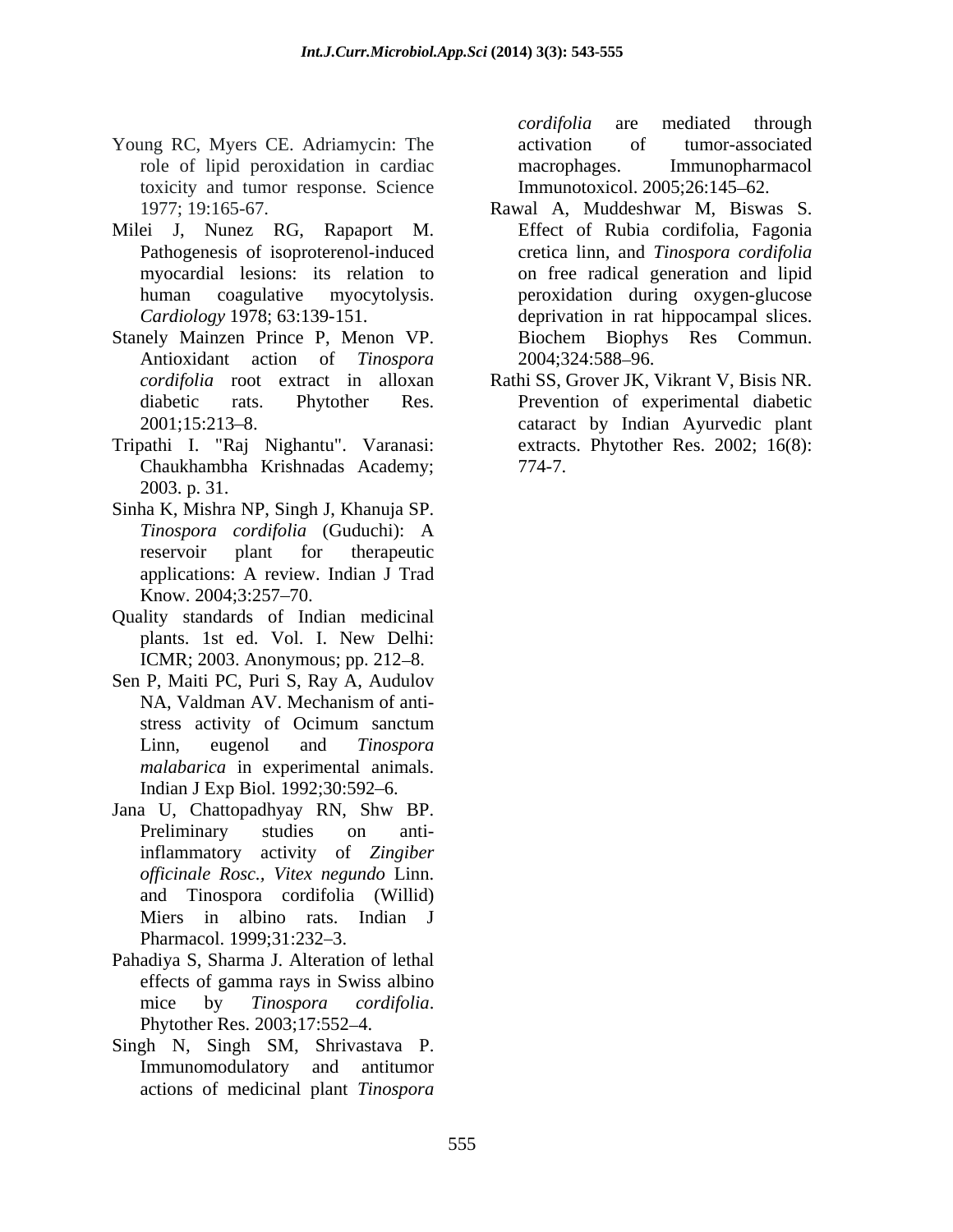Young RC, Myers CE. Adriamycin: The role of lipid peroxidation in cardiac toxicity and tumor response. Science 1977; 19:165-67.

Milei J, Nunez RG, Rapaport M. Pathogenesis of isoproterenol-induced myocardial lesions: its relation to human coagulative myocytolysis. *Cardiology* 1978; 63:139-151.

Stanely Mainzen Prince P, Menon VP. Antioxidant action of *Tinospora cordifolia* root extract in alloxan diabetic rats. Phytother Res. 2001;15:213–8.

Tripathi I. "Raj Nighantu". Varanasi: Chaukhambha Krishnadas Academy; 2003. p. 31.

Sinha K, Mishra NP, Singh J, Khanuja SP. *Tinospora cordifolia* (Guduchi): A reservoir plant for therapeutic applications: A review. Indian J Trad Know. 2004;3:257–70.

Quality standards of Indian medicinal plants. 1st ed. Vol. I. New Delhi: ICMR; 2003. Anonymous; pp. 212–8.

Sen P, Maiti PC, Puri S, Ray A, Audulov NA, Valdman AV. Mechanism of anti-stress activity of Ocimum sanctum Linn, eugenol and *Tinospora malabarica* in experimental animals. Indian J Exp Biol. 1992;30:592–6.

Jana U, Chattopadhyay RN, Shw BP. Preliminary studies on anti-inflammatory activity of *Zingiber officinale Rosc., Vitex negundo* Linn. and Tinospora cordifolia (Willid) Miers in albino rats. Indian J Pharmacol. 1999;31:232–3.

Pahadiya S, Sharma J. Alteration of lethal effects of gamma rays in Swiss albino mice by *Tinospora cordifolia*. Phytother Res. 2003;17:552–4.

Singh N, Singh SM, Shrivastava P. Immunomodulatory and antitumor actions of medicinal plant *Tinospora cordifolia* are mediated through activation of tumor-associated macrophages. Immunopharmacol Immunotoxicol. 2005;26:145–62.

Rawal A, Muddeshwar M, Biswas S. Effect of Rubia cordifolia, Fagonia cretica linn, and *Tinospora cordifolia* on free radical generation and lipid peroxidation during oxygen-glucose deprivation in rat hippocampal slices. Biochem Biophys Res Commun. 2004;324:588–96.

Rathi SS, Grover JK, Vikrant V, Bisis NR. Prevention of experimental diabetic cataract by Indian Ayurvedic plant extracts. Phytother Res. 2002; 16(8): 774-7.